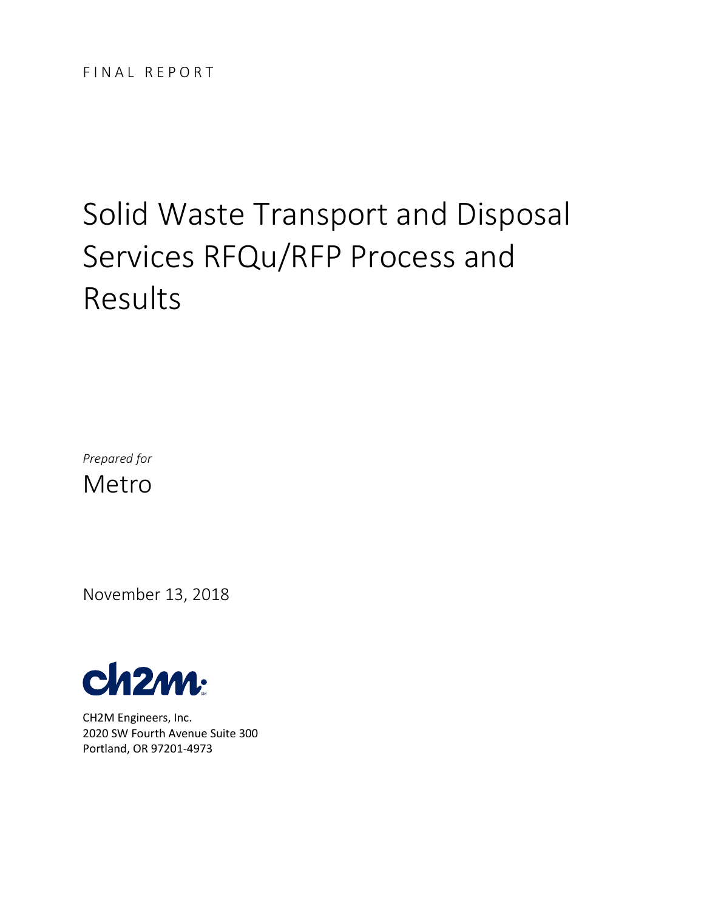FINAL REPORT

# Solid Waste Transport and Disposal Services RFQu/RFP Process and Results

*Prepared for*

Metro

November 13, 2018

ch2m

CH2M Engineers, Inc.
2020 SW Fourth Avenue Suite 300
Portland, OR 97201-4973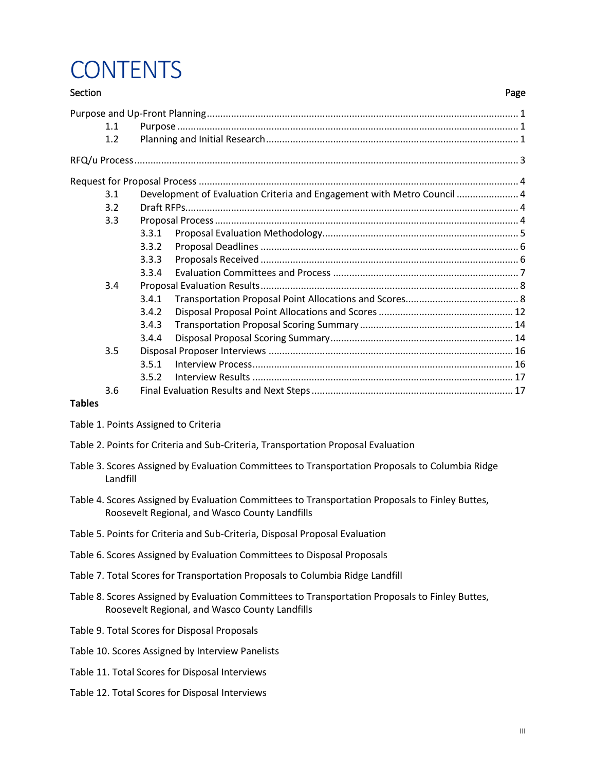# CONTENTS

| Section | | | Page |
|---|---|---|---|
| Purpose and Up-Front Planning | | | 1 |
| 1.1 | Purpose | | 1 |
| 1.2 | Planning and Initial Research | | 1 |
| RFQ/u Process | | | 3 |
| Request for Proposal Process | | | 4 |
| 3.1 | Development of Evaluation Criteria and Engagement with Metro Council | | 4 |
| 3.2 | Draft RFPs | | 4 |
| 3.3 | Proposal Process | | 4 |
| | 3.3.1 | Proposal Evaluation Methodology | 5 |
| | 3.3.2 | Proposal Deadlines | 6 |
| | 3.3.3 | Proposals Received | 6 |
| | 3.3.4 | Evaluation Committees and Process | 7 |
| 3.4 | Proposal Evaluation Results | | 8 |
| | 3.4.1 | Transportation Proposal Point Allocations and Scores | 8 |
| | 3.4.2 | Disposal Proposal Point Allocations and Scores | 12 |
| | 3.4.3 | Transportation Proposal Scoring Summary | 14 |
| | 3.4.4 | Disposal Proposal Scoring Summary | 14 |
| 3.5 | Disposal Proposer Interviews | | 16 |
| | 3.5.1 | Interview Process | 16 |
| | 3.5.2 | Interview Results | 17 |
| 3.6 | Final Evaluation Results and Next Steps | | 17 |

**Tables**

Table 1. Points Assigned to Criteria

Table 2. Points for Criteria and Sub-Criteria, Transportation Proposal Evaluation

Table 3. Scores Assigned by Evaluation Committees to Transportation Proposals to Columbia Ridge Landfill

Table 4. Scores Assigned by Evaluation Committees to Transportation Proposals to Finley Buttes, Roosevelt Regional, and Wasco County Landfills

Table 5. Points for Criteria and Sub-Criteria, Disposal Proposal Evaluation

Table 6. Scores Assigned by Evaluation Committees to Disposal Proposals

Table 7. Total Scores for Transportation Proposals to Columbia Ridge Landfill

Table 8. Scores Assigned by Evaluation Committees to Transportation Proposals to Finley Buttes, Roosevelt Regional, and Wasco County Landfills

Table 9. Total Scores for Disposal Proposals

Table 10. Scores Assigned by Interview Panelists

Table 11. Total Scores for Disposal Interviews

Table 12. Total Scores for Disposal Interviews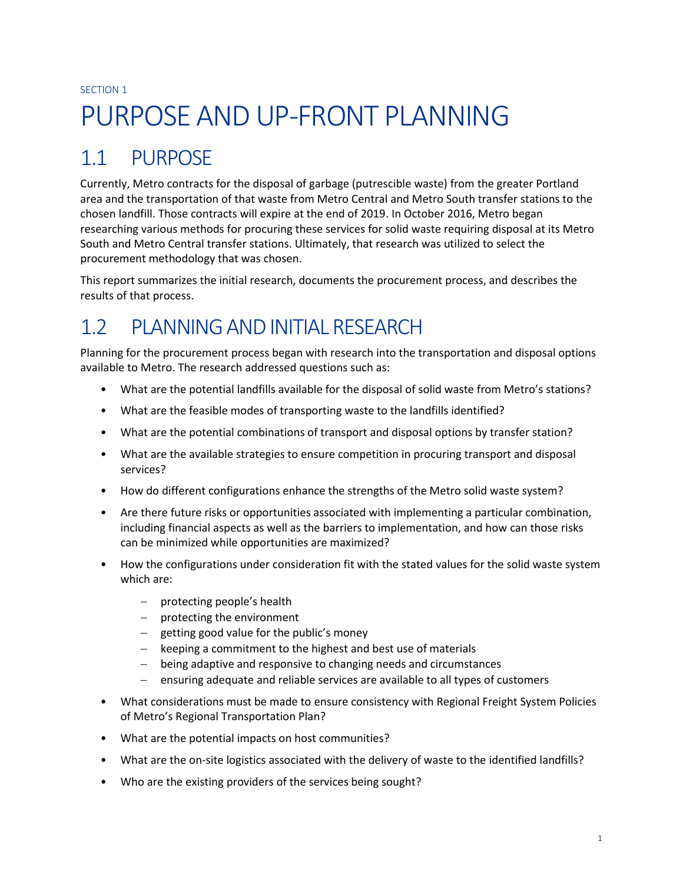SECTION 1

# PURPOSE AND UP-FRONT PLANNING

## 1.1 PURPOSE

Currently, Metro contracts for the disposal of garbage (putrescible waste) from the greater Portland area and the transportation of that waste from Metro Central and Metro South transfer stations to the chosen landfill. Those contracts will expire at the end of 2019. In October 2016, Metro began researching various methods for procuring these services for solid waste requiring disposal at its Metro South and Metro Central transfer stations. Ultimately, that research was utilized to select the procurement methodology that was chosen.

This report summarizes the initial research, documents the procurement process, and describes the results of that process.

## 1.2 PLANNING AND INITIAL RESEARCH

Planning for the procurement process began with research into the transportation and disposal options available to Metro. The research addressed questions such as:

- What are the potential landfills available for the disposal of solid waste from Metro's stations?
- What are the feasible modes of transporting waste to the landfills identified?
- What are the potential combinations of transport and disposal options by transfer station?
- What are the available strategies to ensure competition in procuring transport and disposal services?
- How do different configurations enhance the strengths of the Metro solid waste system?
- Are there future risks or opportunities associated with implementing a particular combination, including financial aspects as well as the barriers to implementation, and how can those risks can be minimized while opportunities are maximized?
- How the configurations under consideration fit with the stated values for the solid waste system which are:
  - protecting people's health
  - protecting the environment
  - getting good value for the public's money
  - keeping a commitment to the highest and best use of materials
  - being adaptive and responsive to changing needs and circumstances
  - ensuring adequate and reliable services are available to all types of customers
- What considerations must be made to ensure consistency with Regional Freight System Policies of Metro's Regional Transportation Plan?
- What are the potential impacts on host communities?
- What are the on-site logistics associated with the delivery of waste to the identified landfills?
- Who are the existing providers of the services being sought?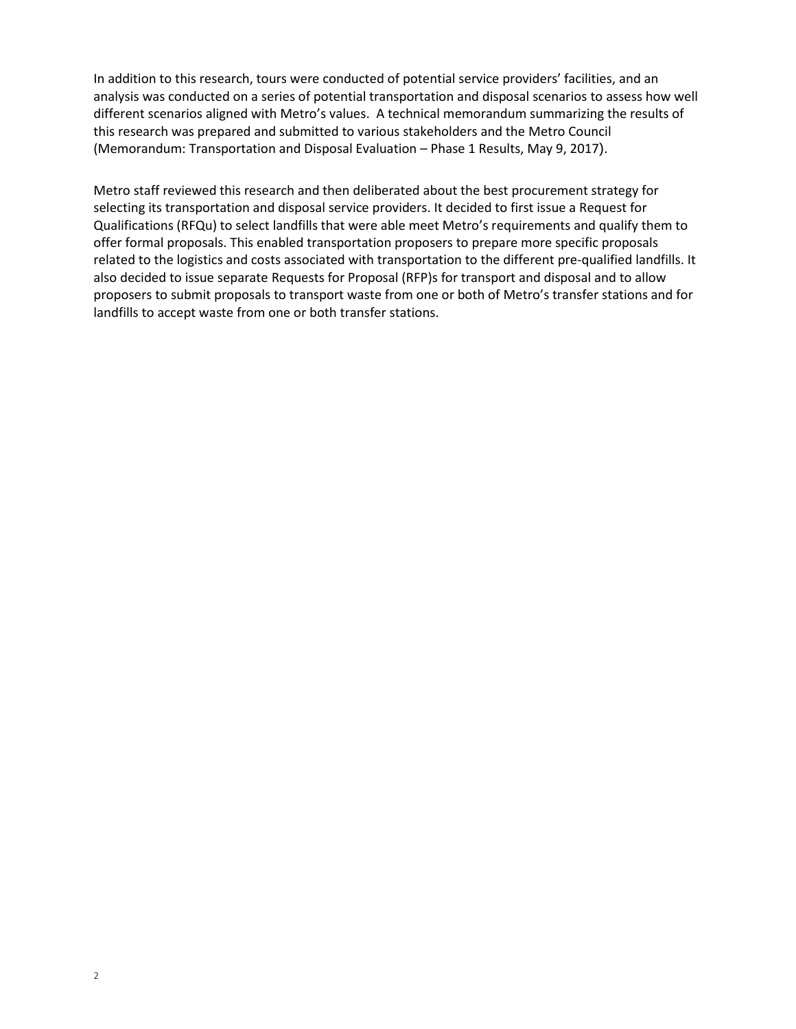In addition to this research, tours were conducted of potential service providers' facilities, and an analysis was conducted on a series of potential transportation and disposal scenarios to assess how well different scenarios aligned with Metro's values. A technical memorandum summarizing the results of this research was prepared and submitted to various stakeholders and the Metro Council (Memorandum: Transportation and Disposal Evaluation – Phase 1 Results, May 9, 2017).

Metro staff reviewed this research and then deliberated about the best procurement strategy for selecting its transportation and disposal service providers. It decided to first issue a Request for Qualifications (RFQu) to select landfills that were able meet Metro's requirements and qualify them to offer formal proposals. This enabled transportation proposers to prepare more specific proposals related to the logistics and costs associated with transportation to the different pre-qualified landfills. It also decided to issue separate Requests for Proposal (RFP)s for transport and disposal and to allow proposers to submit proposals to transport waste from one or both of Metro's transfer stations and for landfills to accept waste from one or both transfer stations.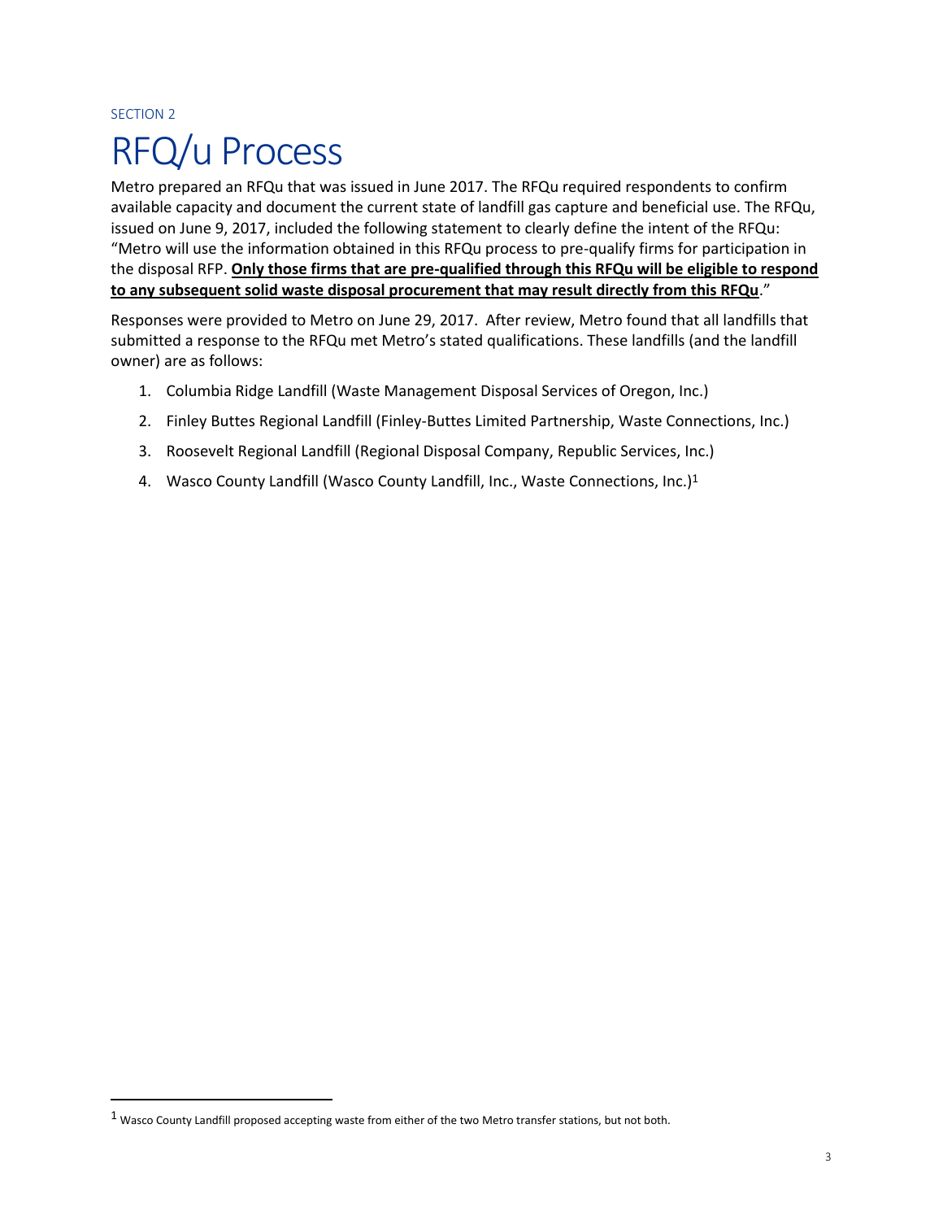SECTION 2

# RFQ/u Process

Metro prepared an RFQu that was issued in June 2017. The RFQu required respondents to confirm available capacity and document the current state of landfill gas capture and beneficial use. The RFQu, issued on June 9, 2017, included the following statement to clearly define the intent of the RFQu: "Metro will use the information obtained in this RFQu process to pre-qualify firms for participation in the disposal RFP. **Only those firms that are pre-qualified through this RFQu will be eligible to respond to any subsequent solid waste disposal procurement that may result directly from this RFQu**."

Responses were provided to Metro on June 29, 2017. After review, Metro found that all landfills that submitted a response to the RFQu met Metro's stated qualifications. These landfills (and the landfill owner) are as follows:

1. Columbia Ridge Landfill (Waste Management Disposal Services of Oregon, Inc.)
2. Finley Buttes Regional Landfill (Finley-Buttes Limited Partnership, Waste Connections, Inc.)
3. Roosevelt Regional Landfill (Regional Disposal Company, Republic Services, Inc.)
4. Wasco County Landfill (Wasco County Landfill, Inc., Waste Connections, Inc.)[1]

[1] Wasco County Landfill proposed accepting waste from either of the two Metro transfer stations, but not both.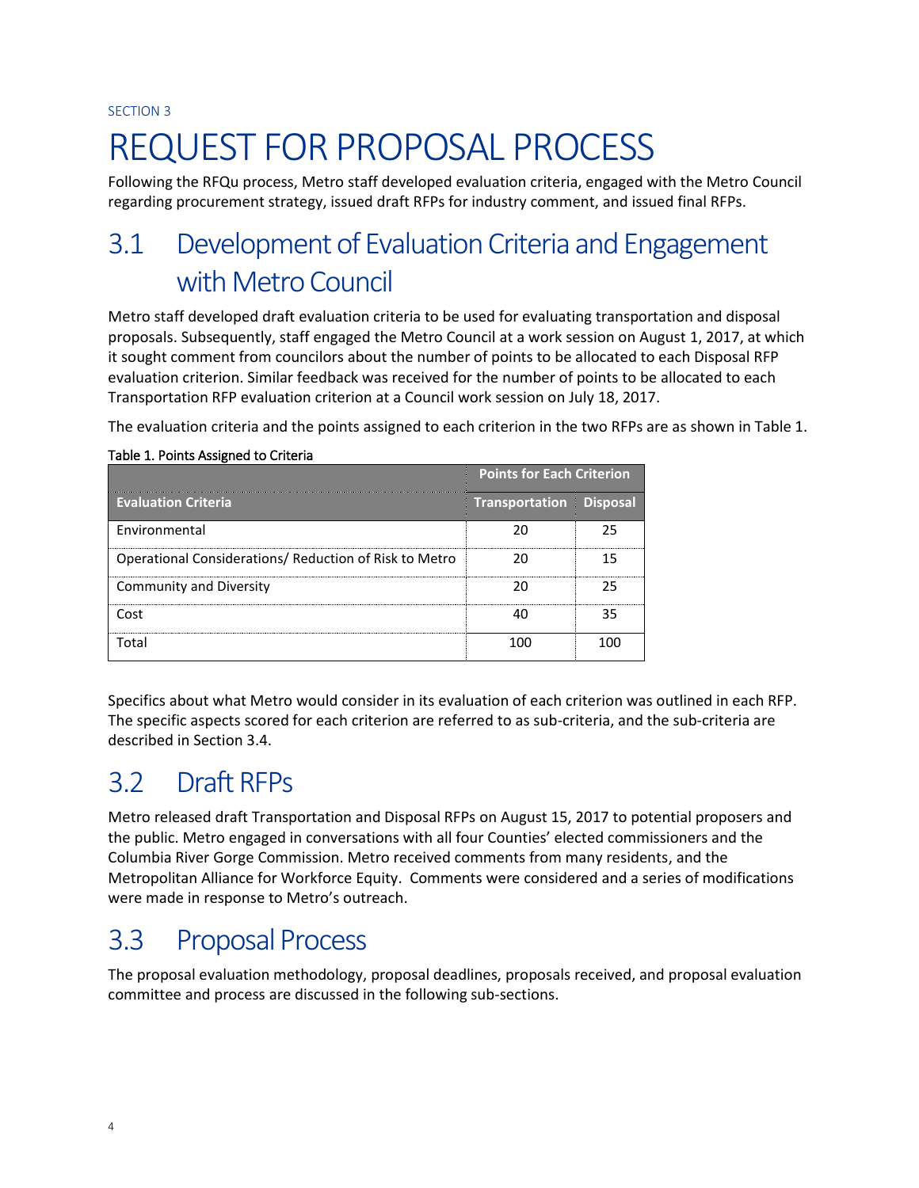SECTION 3

# REQUEST FOR PROPOSAL PROCESS

Following the RFQu process, Metro staff developed evaluation criteria, engaged with the Metro Council regarding procurement strategy, issued draft RFPs for industry comment, and issued final RFPs.

## 3.1 Development of Evaluation Criteria and Engagement with Metro Council

Metro staff developed draft evaluation criteria to be used for evaluating transportation and disposal proposals. Subsequently, staff engaged the Metro Council at a work session on August 1, 2017, at which it sought comment from councilors about the number of points to be allocated to each Disposal RFP evaluation criterion. Similar feedback was received for the number of points to be allocated to each Transportation RFP evaluation criterion at a Council work session on July 18, 2017.

The evaluation criteria and the points assigned to each criterion in the two RFPs are as shown in Table 1.

Table 1. Points Assigned to Criteria

| | Points for Each Criterion | |
|---|---|---|
| **Evaluation Criteria** | **Transportation** | **Disposal** |
| Environmental | 20 | 25 |
| Operational Considerations/ Reduction of Risk to Metro | 20 | 15 |
| Community and Diversity | 20 | 25 |
| Cost | 40 | 35 |
| Total | 100 | 100 |

Specifics about what Metro would consider in its evaluation of each criterion was outlined in each RFP. The specific aspects scored for each criterion are referred to as sub-criteria, and the sub-criteria are described in Section 3.4.

## 3.2 Draft RFPs

Metro released draft Transportation and Disposal RFPs on August 15, 2017 to potential proposers and the public. Metro engaged in conversations with all four Counties' elected commissioners and the Columbia River Gorge Commission. Metro received comments from many residents, and the Metropolitan Alliance for Workforce Equity. Comments were considered and a series of modifications were made in response to Metro's outreach.

## 3.3 Proposal Process

The proposal evaluation methodology, proposal deadlines, proposals received, and proposal evaluation committee and process are discussed in the following sub-sections.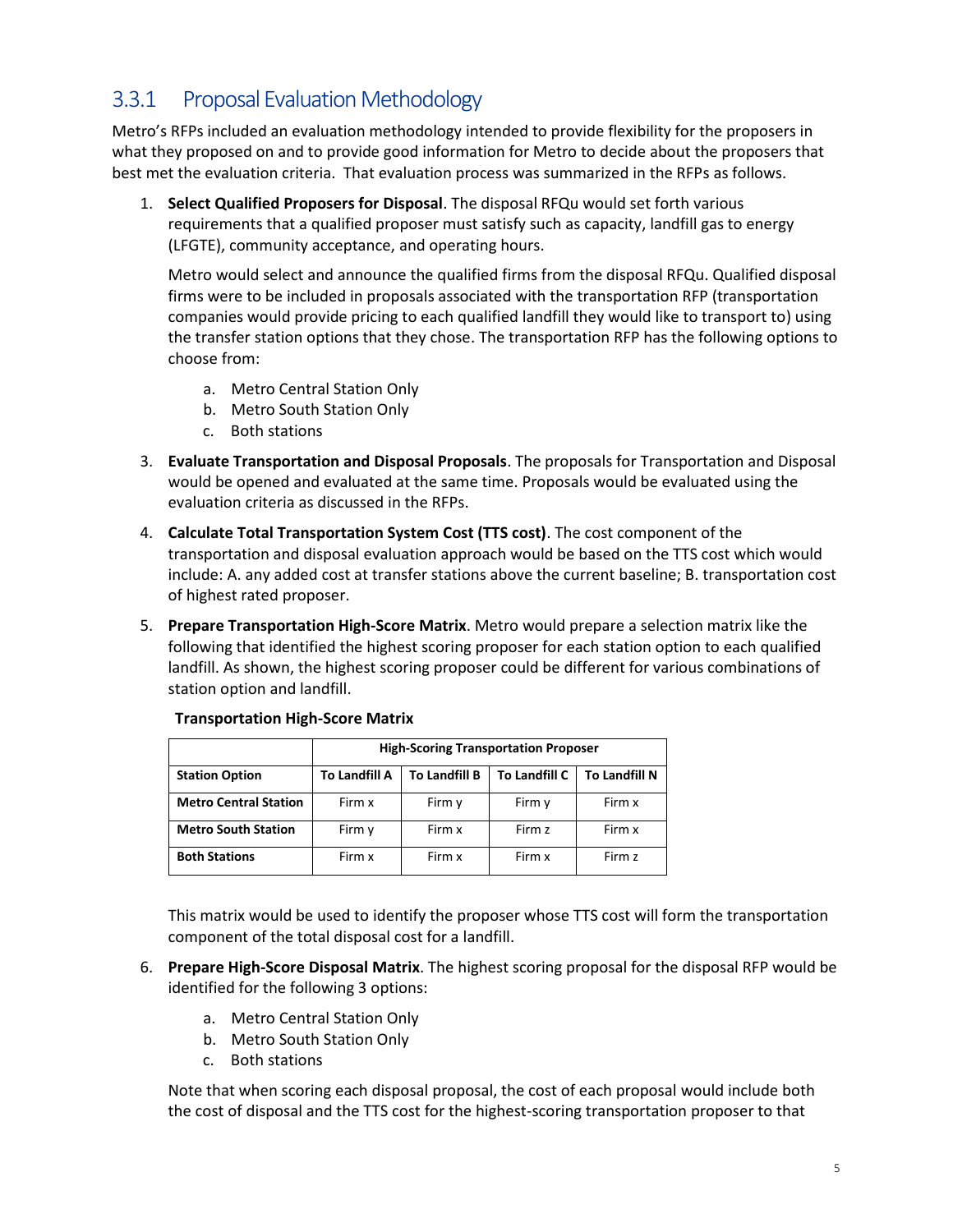## 3.3.1 Proposal Evaluation Methodology

Metro's RFPs included an evaluation methodology intended to provide flexibility for the proposers in what they proposed on and to provide good information for Metro to decide about the proposers that best met the evaluation criteria. That evaluation process was summarized in the RFPs as follows.

1. **Select Qualified Proposers for Disposal**. The disposal RFQu would set forth various requirements that a qualified proposer must satisfy such as capacity, landfill gas to energy (LFGTE), community acceptance, and operating hours.

   Metro would select and announce the qualified firms from the disposal RFQu. Qualified disposal firms were to be included in proposals associated with the transportation RFP (transportation companies would provide pricing to each qualified landfill they would like to transport to) using the transfer station options that they chose. The transportation RFP has the following options to choose from:

   a. Metro Central Station Only
   b. Metro South Station Only
   c. Both stations

3. **Evaluate Transportation and Disposal Proposals**. The proposals for Transportation and Disposal would be opened and evaluated at the same time. Proposals would be evaluated using the evaluation criteria as discussed in the RFPs.

4. **Calculate Total Transportation System Cost (TTS cost)**. The cost component of the transportation and disposal evaluation approach would be based on the TTS cost which would include: A. any added cost at transfer stations above the current baseline; B. transportation cost of highest rated proposer.

5. **Prepare Transportation High-Score Matrix**. Metro would prepare a selection matrix like the following that identified the highest scoring proposer for each station option to each qualified landfill. As shown, the highest scoring proposer could be different for various combinations of station option and landfill.

   **Transportation High-Score Matrix**

   | | High-Scoring Transportation Proposer | | | |
   |---|---|---|---|---|
   | **Station Option** | **To Landfill A** | **To Landfill B** | **To Landfill C** | **To Landfill N** |
   | **Metro Central Station** | Firm x | Firm y | Firm y | Firm x |
   | **Metro South Station** | Firm y | Firm x | Firm z | Firm x |
   | **Both Stations** | Firm x | Firm x | Firm x | Firm z |

   This matrix would be used to identify the proposer whose TTS cost will form the transportation component of the total disposal cost for a landfill.

6. **Prepare High-Score Disposal Matrix**. The highest scoring proposal for the disposal RFP would be identified for the following 3 options:

   a. Metro Central Station Only
   b. Metro South Station Only
   c. Both stations

   Note that when scoring each disposal proposal, the cost of each proposal would include both the cost of disposal and the TTS cost for the highest-scoring transportation proposer to that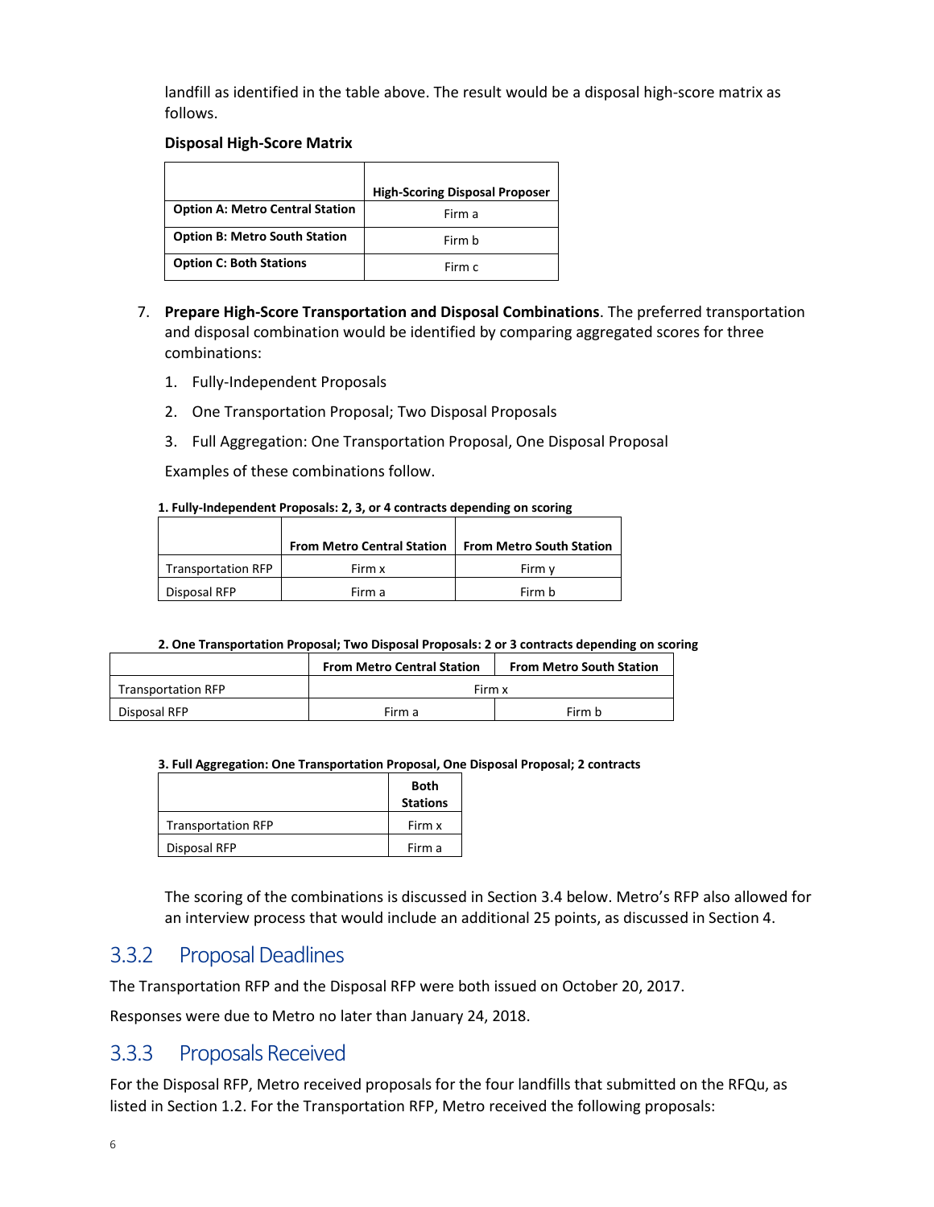landfill as identified in the table above. The result would be a disposal high-score matrix as follows.

**Disposal High-Score Matrix**

| | High-Scoring Disposal Proposer |
|---|---|
| **Option A: Metro Central Station** | Firm a |
| **Option B: Metro South Station** | Firm b |
| **Option C: Both Stations** | Firm c |

7. **Prepare High-Score Transportation and Disposal Combinations**. The preferred transportation and disposal combination would be identified by comparing aggregated scores for three combinations:

    1. Fully-Independent Proposals
    2. One Transportation Proposal; Two Disposal Proposals
    3. Full Aggregation: One Transportation Proposal, One Disposal Proposal

    Examples of these combinations follow.

**1. Fully-Independent Proposals: 2, 3, or 4 contracts depending on scoring**

| | From Metro Central Station | From Metro South Station |
|---|---|---|
| Transportation RFP | Firm x | Firm y |
| Disposal RFP | Firm a | Firm b |

**2. One Transportation Proposal; Two Disposal Proposals: 2 or 3 contracts depending on scoring**

| | From Metro Central Station | From Metro South Station |
|---|---|---|
| Transportation RFP | Firm x | |
| Disposal RFP | Firm a | Firm b |

**3. Full Aggregation: One Transportation Proposal, One Disposal Proposal; 2 contracts**

| | Both Stations |
|---|---|
| Transportation RFP | Firm x |
| Disposal RFP | Firm a |

The scoring of the combinations is discussed in Section 3.4 below. Metro's RFP also allowed for an interview process that would include an additional 25 points, as discussed in Section 4.

## 3.3.2 Proposal Deadlines

The Transportation RFP and the Disposal RFP were both issued on October 20, 2017.

Responses were due to Metro no later than January 24, 2018.

## 3.3.3 Proposals Received

For the Disposal RFP, Metro received proposals for the four landfills that submitted on the RFQu, as listed in Section 1.2. For the Transportation RFP, Metro received the following proposals: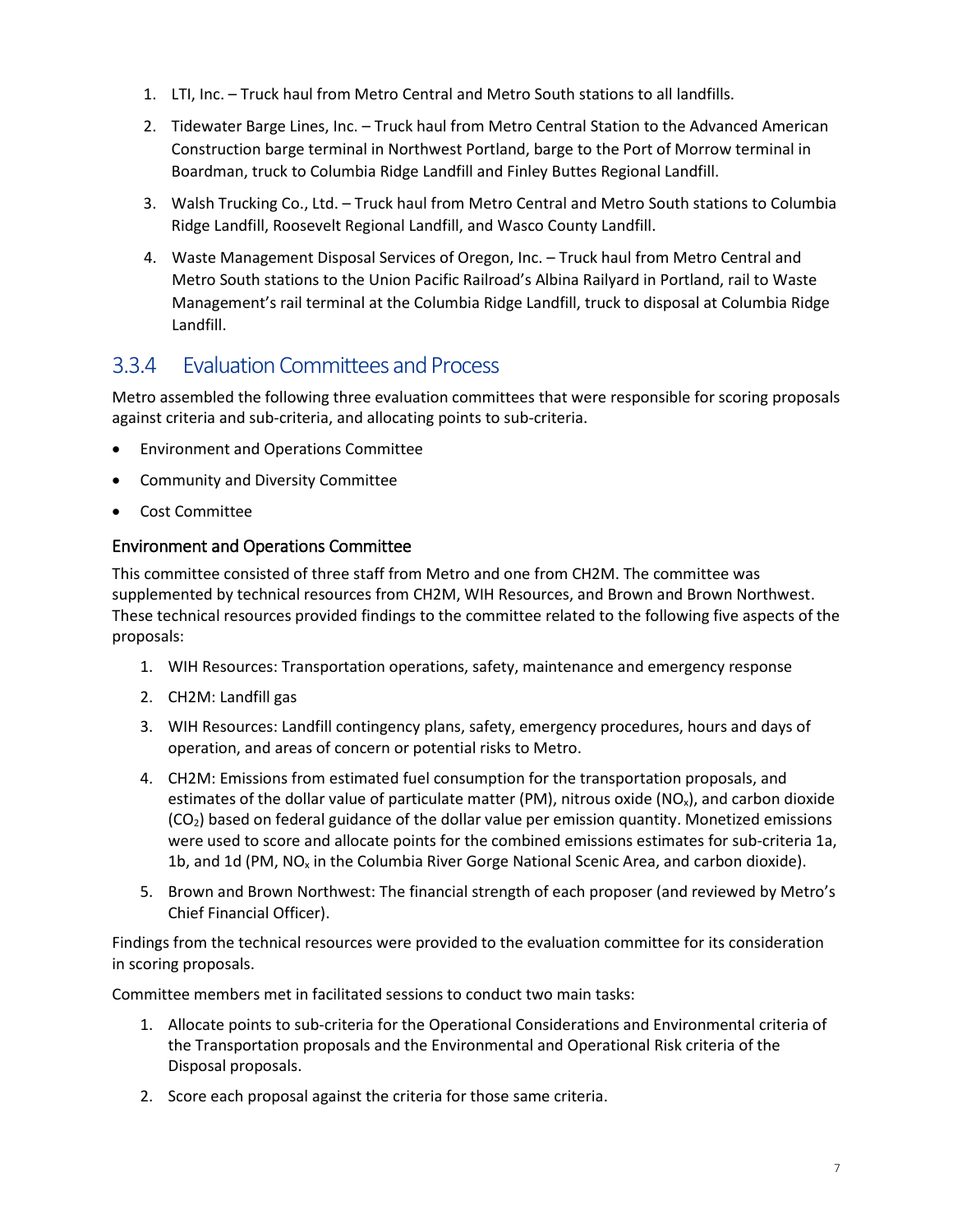1. LTI, Inc. – Truck haul from Metro Central and Metro South stations to all landfills.
2. Tidewater Barge Lines, Inc. – Truck haul from Metro Central Station to the Advanced American Construction barge terminal in Northwest Portland, barge to the Port of Morrow terminal in Boardman, truck to Columbia Ridge Landfill and Finley Buttes Regional Landfill.
3. Walsh Trucking Co., Ltd. – Truck haul from Metro Central and Metro South stations to Columbia Ridge Landfill, Roosevelt Regional Landfill, and Wasco County Landfill.
4. Waste Management Disposal Services of Oregon, Inc. – Truck haul from Metro Central and Metro South stations to the Union Pacific Railroad's Albina Railyard in Portland, rail to Waste Management's rail terminal at the Columbia Ridge Landfill, truck to disposal at Columbia Ridge Landfill.

## 3.3.4 Evaluation Committees and Process

Metro assembled the following three evaluation committees that were responsible for scoring proposals against criteria and sub-criteria, and allocating points to sub-criteria.

- Environment and Operations Committee
- Community and Diversity Committee
- Cost Committee

### Environment and Operations Committee

This committee consisted of three staff from Metro and one from CH2M. The committee was supplemented by technical resources from CH2M, WIH Resources, and Brown and Brown Northwest. These technical resources provided findings to the committee related to the following five aspects of the proposals:

1. WIH Resources: Transportation operations, safety, maintenance and emergency response
2. CH2M: Landfill gas
3. WIH Resources: Landfill contingency plans, safety, emergency procedures, hours and days of operation, and areas of concern or potential risks to Metro.
4. CH2M: Emissions from estimated fuel consumption for the transportation proposals, and estimates of the dollar value of particulate matter (PM), nitrous oxide ($NO_x$), and carbon dioxide ($CO_2$) based on federal guidance of the dollar value per emission quantity. Monetized emissions were used to score and allocate points for the combined emissions estimates for sub-criteria 1a, 1b, and 1d (PM, $NO_x$ in the Columbia River Gorge National Scenic Area, and carbon dioxide).
5. Brown and Brown Northwest: The financial strength of each proposer (and reviewed by Metro's Chief Financial Officer).

Findings from the technical resources were provided to the evaluation committee for its consideration in scoring proposals.

Committee members met in facilitated sessions to conduct two main tasks:

1. Allocate points to sub-criteria for the Operational Considerations and Environmental criteria of the Transportation proposals and the Environmental and Operational Risk criteria of the Disposal proposals.
2. Score each proposal against the criteria for those same criteria.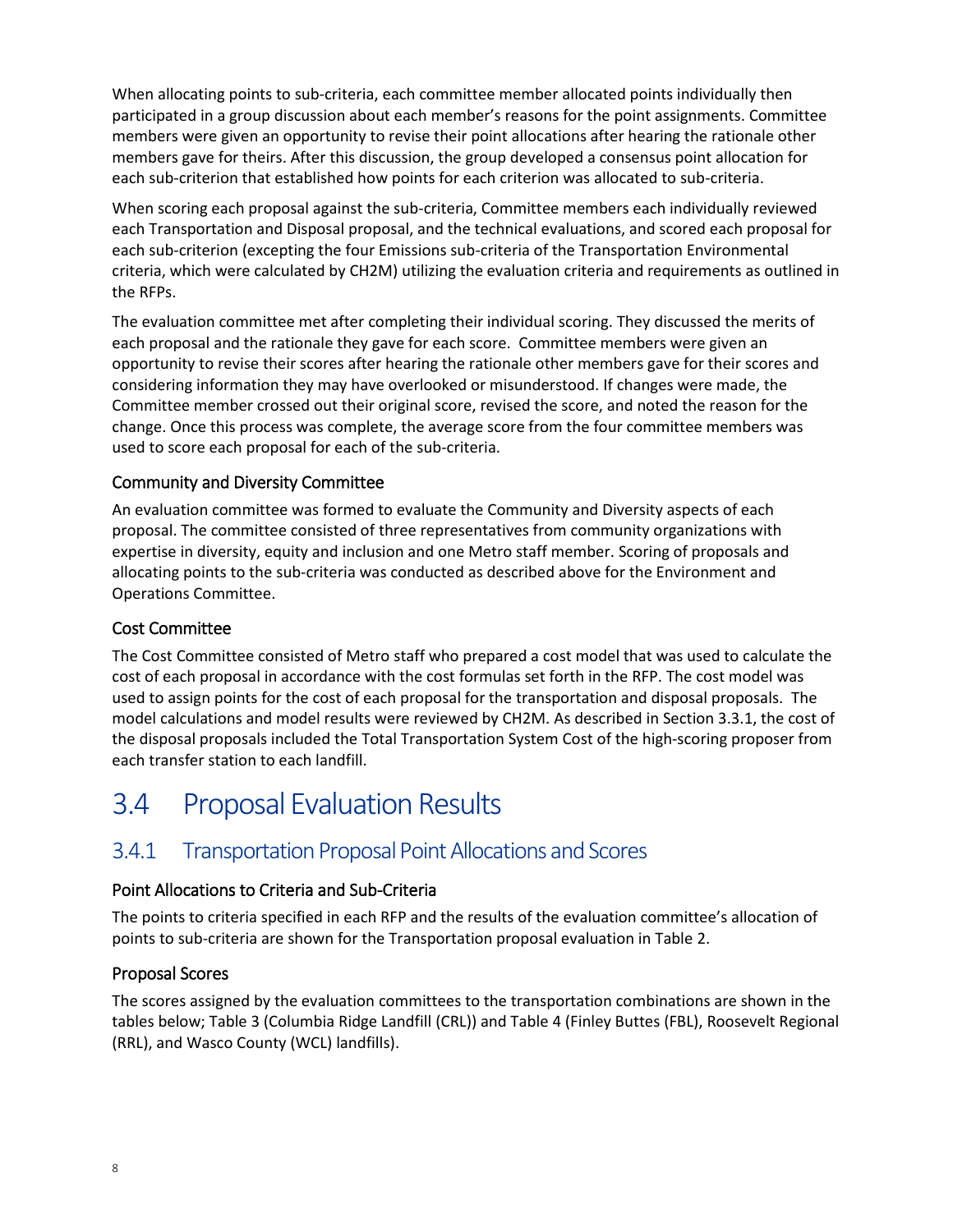When allocating points to sub-criteria, each committee member allocated points individually then participated in a group discussion about each member's reasons for the point assignments. Committee members were given an opportunity to revise their point allocations after hearing the rationale other members gave for theirs. After this discussion, the group developed a consensus point allocation for each sub-criterion that established how points for each criterion was allocated to sub-criteria.

When scoring each proposal against the sub-criteria, Committee members each individually reviewed each Transportation and Disposal proposal, and the technical evaluations, and scored each proposal for each sub-criterion (excepting the four Emissions sub-criteria of the Transportation Environmental criteria, which were calculated by CH2M) utilizing the evaluation criteria and requirements as outlined in the RFPs.

The evaluation committee met after completing their individual scoring. They discussed the merits of each proposal and the rationale they gave for each score. Committee members were given an opportunity to revise their scores after hearing the rationale other members gave for their scores and considering information they may have overlooked or misunderstood. If changes were made, the Committee member crossed out their original score, revised the score, and noted the reason for the change. Once this process was complete, the average score from the four committee members was used to score each proposal for each of the sub-criteria.

#### Community and Diversity Committee

An evaluation committee was formed to evaluate the Community and Diversity aspects of each proposal. The committee consisted of three representatives from community organizations with expertise in diversity, equity and inclusion and one Metro staff member. Scoring of proposals and allocating points to the sub-criteria was conducted as described above for the Environment and Operations Committee.

#### Cost Committee

The Cost Committee consisted of Metro staff who prepared a cost model that was used to calculate the cost of each proposal in accordance with the cost formulas set forth in the RFP. The cost model was used to assign points for the cost of each proposal for the transportation and disposal proposals. The model calculations and model results were reviewed by CH2M. As described in Section 3.3.1, the cost of the disposal proposals included the Total Transportation System Cost of the high-scoring proposer from each transfer station to each landfill.

# 3.4 Proposal Evaluation Results

## 3.4.1 Transportation Proposal Point Allocations and Scores

#### Point Allocations to Criteria and Sub-Criteria

The points to criteria specified in each RFP and the results of the evaluation committee's allocation of points to sub-criteria are shown for the Transportation proposal evaluation in Table 2.

#### Proposal Scores

The scores assigned by the evaluation committees to the transportation combinations are shown in the tables below; Table 3 (Columbia Ridge Landfill (CRL)) and Table 4 (Finley Buttes (FBL), Roosevelt Regional (RRL), and Wasco County (WCL) landfills).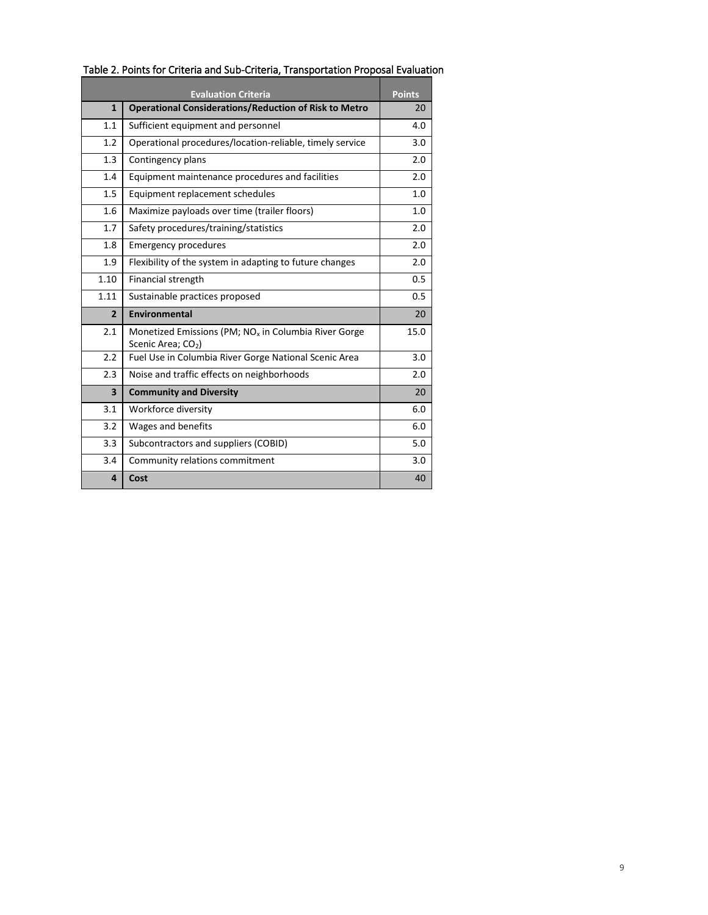Table 2. Points for Criteria and Sub-Criteria, Transportation Proposal Evaluation

| | Evaluation Criteria | Points |
|---|---|---|
| **1** | **Operational Considerations/Reduction of Risk to Metro** | 20 |
| 1.1 | Sufficient equipment and personnel | 4.0 |
| 1.2 | Operational procedures/location-reliable, timely service | 3.0 |
| 1.3 | Contingency plans | 2.0 |
| 1.4 | Equipment maintenance procedures and facilities | 2.0 |
| 1.5 | Equipment replacement schedules | 1.0 |
| 1.6 | Maximize payloads over time (trailer floors) | 1.0 |
| 1.7 | Safety procedures/training/statistics | 2.0 |
| 1.8 | Emergency procedures | 2.0 |
| 1.9 | Flexibility of the system in adapting to future changes | 2.0 |
| 1.10 | Financial strength | 0.5 |
| 1.11 | Sustainable practices proposed | 0.5 |
| **2** | **Environmental** | 20 |
| 2.1 | Monetized Emissions (PM; $NO_x$ in Columbia River Gorge Scenic Area; $CO_2$) | 15.0 |
| 2.2 | Fuel Use in Columbia River Gorge National Scenic Area | 3.0 |
| 2.3 | Noise and traffic effects on neighborhoods | 2.0 |
| **3** | **Community and Diversity** | 20 |
| 3.1 | Workforce diversity | 6.0 |
| 3.2 | Wages and benefits | 6.0 |
| 3.3 | Subcontractors and suppliers (COBID) | 5.0 |
| 3.4 | Community relations commitment | 3.0 |
| **4** | **Cost** | 40 |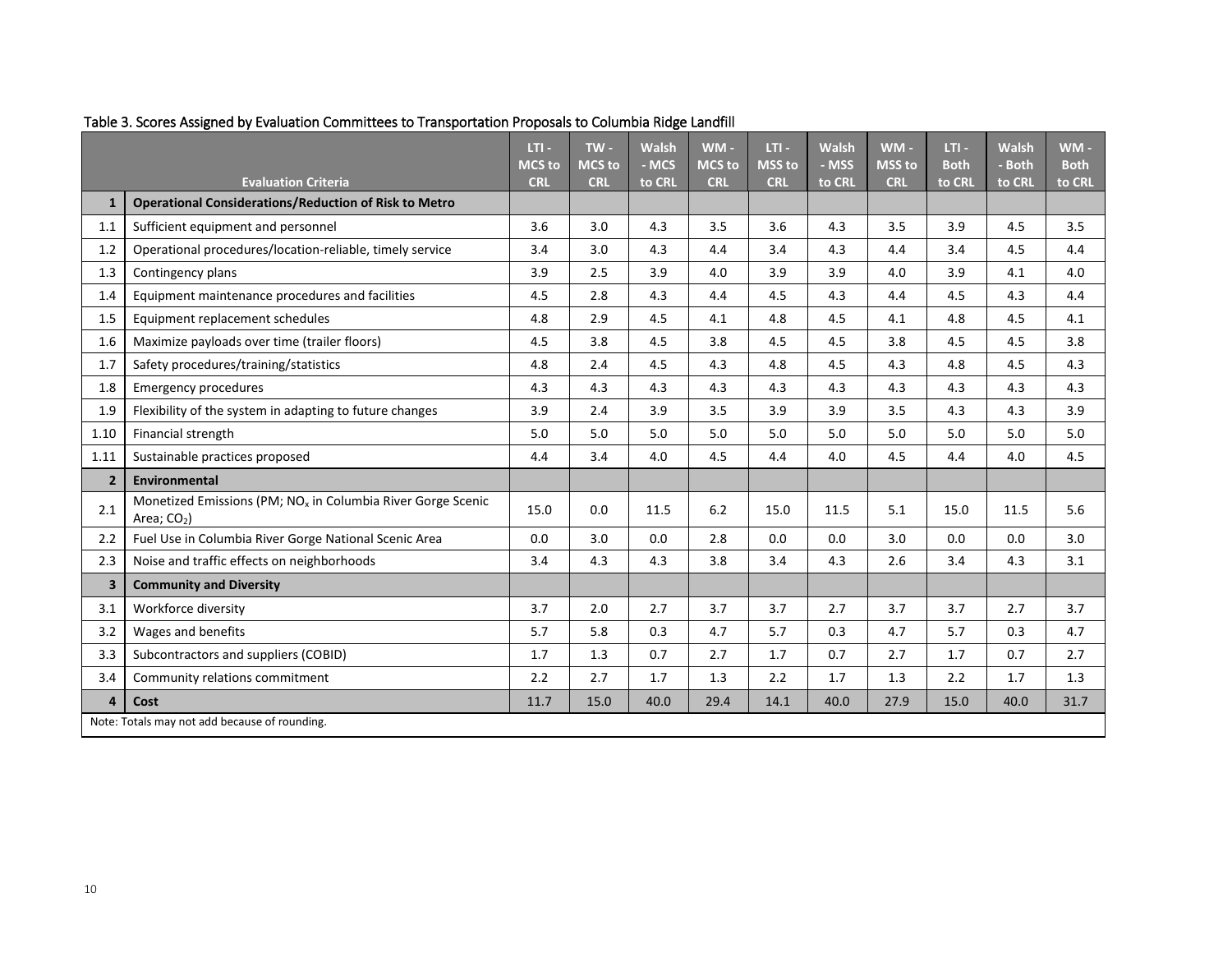Table 3. Scores Assigned by Evaluation Committees to Transportation Proposals to Columbia Ridge Landfill

| | Evaluation Criteria | LTI - MCS to CRL | TW - MCS to CRL | Walsh - MCS to CRL | WM - MCS to CRL | LTI - MSS to CRL | Walsh - MSS to CRL | WM - MSS to CRL | LTI - Both to CRL | Walsh - Both to CRL | WM - Both to CRL |
|---|---|---|---|---|---|---|---|---|---|---|---|
| **1** | **Operational Considerations/Reduction of Risk to Metro** | | | | | | | | | | |
| 1.1 | Sufficient equipment and personnel | 3.6 | 3.0 | 4.3 | 3.5 | 3.6 | 4.3 | 3.5 | 3.9 | 4.5 | 3.5 |
| 1.2 | Operational procedures/location-reliable, timely service | 3.4 | 3.0 | 4.3 | 4.4 | 3.4 | 4.3 | 4.4 | 3.4 | 4.5 | 4.4 |
| 1.3 | Contingency plans | 3.9 | 2.5 | 3.9 | 4.0 | 3.9 | 3.9 | 4.0 | 3.9 | 4.1 | 4.0 |
| 1.4 | Equipment maintenance procedures and facilities | 4.5 | 2.8 | 4.3 | 4.4 | 4.5 | 4.3 | 4.4 | 4.5 | 4.3 | 4.4 |
| 1.5 | Equipment replacement schedules | 4.8 | 2.9 | 4.5 | 4.1 | 4.8 | 4.5 | 4.1 | 4.8 | 4.5 | 4.1 |
| 1.6 | Maximize payloads over time (trailer floors) | 4.5 | 3.8 | 4.5 | 3.8 | 4.5 | 4.5 | 3.8 | 4.5 | 4.5 | 3.8 |
| 1.7 | Safety procedures/training/statistics | 4.8 | 2.4 | 4.5 | 4.3 | 4.8 | 4.5 | 4.3 | 4.8 | 4.5 | 4.3 |
| 1.8 | Emergency procedures | 4.3 | 4.3 | 4.3 | 4.3 | 4.3 | 4.3 | 4.3 | 4.3 | 4.3 | 4.3 |
| 1.9 | Flexibility of the system in adapting to future changes | 3.9 | 2.4 | 3.9 | 3.5 | 3.9 | 3.9 | 3.5 | 4.3 | 4.3 | 3.9 |
| 1.10 | Financial strength | 5.0 | 5.0 | 5.0 | 5.0 | 5.0 | 5.0 | 5.0 | 5.0 | 5.0 | 5.0 |
| 1.11 | Sustainable practices proposed | 4.4 | 3.4 | 4.0 | 4.5 | 4.4 | 4.0 | 4.5 | 4.4 | 4.0 | 4.5 |
| **2** | **Environmental** | | | | | | | | | | |
| 2.1 | Monetized Emissions (PM; $NO_x$ in Columbia River Gorge Scenic Area; $CO_2$) | 15.0 | 0.0 | 11.5 | 6.2 | 15.0 | 11.5 | 5.1 | 15.0 | 11.5 | 5.6 |
| 2.2 | Fuel Use in Columbia River Gorge National Scenic Area | 0.0 | 3.0 | 0.0 | 2.8 | 0.0 | 0.0 | 3.0 | 0.0 | 0.0 | 3.0 |
| 2.3 | Noise and traffic effects on neighborhoods | 3.4 | 4.3 | 4.3 | 3.8 | 3.4 | 4.3 | 2.6 | 3.4 | 4.3 | 3.1 |
| **3** | **Community and Diversity** | | | | | | | | | | |
| 3.1 | Workforce diversity | 3.7 | 2.0 | 2.7 | 3.7 | 3.7 | 2.7 | 3.7 | 3.7 | 2.7 | 3.7 |
| 3.2 | Wages and benefits | 5.7 | 5.8 | 0.3 | 4.7 | 5.7 | 0.3 | 4.7 | 5.7 | 0.3 | 4.7 |
| 3.3 | Subcontractors and suppliers (COBID) | 1.7 | 1.3 | 0.7 | 2.7 | 1.7 | 0.7 | 2.7 | 1.7 | 0.7 | 2.7 |
| 3.4 | Community relations commitment | 2.2 | 2.7 | 1.7 | 1.3 | 2.2 | 1.7 | 1.3 | 2.2 | 1.7 | 1.3 |
| **4** | **Cost** | 11.7 | 15.0 | 40.0 | 29.4 | 14.1 | 40.0 | 27.9 | 15.0 | 40.0 | 31.7 |

Note: Totals may not add because of rounding.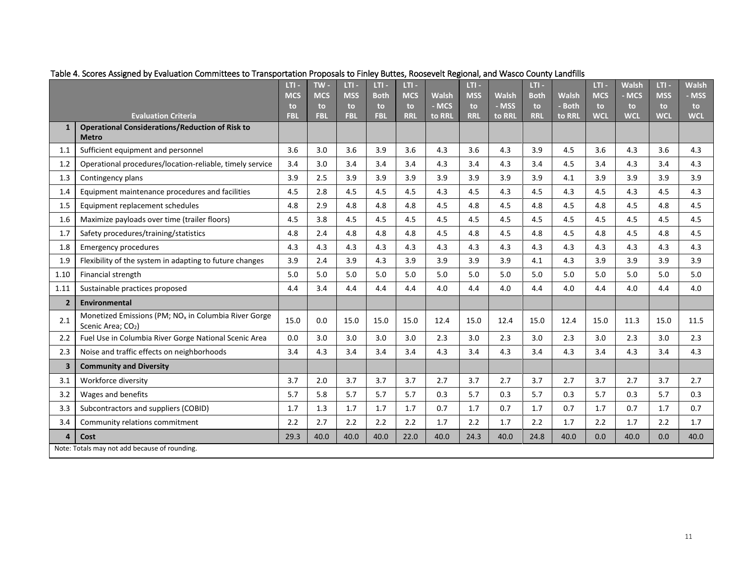Table 4. Scores Assigned by Evaluation Committees to Transportation Proposals to Finley Buttes, Roosevelt Regional, and Wasco County Landfills

| | Evaluation Criteria | LTI - MCS to FBL | TW - MCS to FBL | LTI - MSS to FBL | LTI - Both to FBL | LTI - MCS to RRL | Walsh - MCS to RRL | LTI - MSS to RRL | Walsh - MSS to RRL | LTI - Both to RRL | Walsh - Both to RRL | LTI - MCS to WCL | Walsh - MCS to WCL | LTI - MSS to WCL | Walsh - MSS to WCL |
|---|---|---|---|---|---|---|---|---|---|---|---|---|---|---|---|
| **1** | **Operational Considerations/Reduction of Risk to Metro** | | | | | | | | | | | | | | |
| 1.1 | Sufficient equipment and personnel | 3.6 | 3.0 | 3.6 | 3.9 | 3.6 | 4.3 | 3.6 | 4.3 | 3.9 | 4.5 | 3.6 | 4.3 | 3.6 | 4.3 |
| 1.2 | Operational procedures/location-reliable, timely service | 3.4 | 3.0 | 3.4 | 3.4 | 3.4 | 4.3 | 3.4 | 4.3 | 3.4 | 4.5 | 3.4 | 4.3 | 3.4 | 4.3 |
| 1.3 | Contingency plans | 3.9 | 2.5 | 3.9 | 3.9 | 3.9 | 3.9 | 3.9 | 3.9 | 3.9 | 4.1 | 3.9 | 3.9 | 3.9 | 3.9 |
| 1.4 | Equipment maintenance procedures and facilities | 4.5 | 2.8 | 4.5 | 4.5 | 4.5 | 4.3 | 4.5 | 4.3 | 4.5 | 4.3 | 4.5 | 4.3 | 4.5 | 4.3 |
| 1.5 | Equipment replacement schedules | 4.8 | 2.9 | 4.8 | 4.8 | 4.8 | 4.5 | 4.8 | 4.5 | 4.8 | 4.5 | 4.8 | 4.5 | 4.8 | 4.5 |
| 1.6 | Maximize payloads over time (trailer floors) | 4.5 | 3.8 | 4.5 | 4.5 | 4.5 | 4.5 | 4.5 | 4.5 | 4.5 | 4.5 | 4.5 | 4.5 | 4.5 | 4.5 |
| 1.7 | Safety procedures/training/statistics | 4.8 | 2.4 | 4.8 | 4.8 | 4.8 | 4.5 | 4.8 | 4.5 | 4.8 | 4.5 | 4.8 | 4.5 | 4.8 | 4.5 |
| 1.8 | Emergency procedures | 4.3 | 4.3 | 4.3 | 4.3 | 4.3 | 4.3 | 4.3 | 4.3 | 4.3 | 4.3 | 4.3 | 4.3 | 4.3 | 4.3 |
| 1.9 | Flexibility of the system in adapting to future changes | 3.9 | 2.4 | 3.9 | 4.3 | 3.9 | 3.9 | 3.9 | 3.9 | 4.1 | 4.3 | 3.9 | 3.9 | 3.9 | 3.9 |
| 1.10 | Financial strength | 5.0 | 5.0 | 5.0 | 5.0 | 5.0 | 5.0 | 5.0 | 5.0 | 5.0 | 5.0 | 5.0 | 5.0 | 5.0 | 5.0 |
| 1.11 | Sustainable practices proposed | 4.4 | 3.4 | 4.4 | 4.4 | 4.4 | 4.0 | 4.4 | 4.0 | 4.4 | 4.0 | 4.4 | 4.0 | 4.4 | 4.0 |
| **2** | **Environmental** | | | | | | | | | | | | | | |
| 2.1 | Monetized Emissions (PM; $NO_x$ in Columbia River Gorge Scenic Area; $CO_2$) | 15.0 | 0.0 | 15.0 | 15.0 | 15.0 | 12.4 | 15.0 | 12.4 | 15.0 | 12.4 | 15.0 | 11.3 | 15.0 | 11.5 |
| 2.2 | Fuel Use in Columbia River Gorge National Scenic Area | 0.0 | 3.0 | 3.0 | 3.0 | 3.0 | 2.3 | 3.0 | 2.3 | 3.0 | 2.3 | 3.0 | 2.3 | 3.0 | 2.3 |
| 2.3 | Noise and traffic effects on neighborhoods | 3.4 | 4.3 | 3.4 | 3.4 | 3.4 | 4.3 | 3.4 | 4.3 | 3.4 | 4.3 | 3.4 | 4.3 | 3.4 | 4.3 |
| **3** | **Community and Diversity** | | | | | | | | | | | | | | |
| 3.1 | Workforce diversity | 3.7 | 2.0 | 3.7 | 3.7 | 3.7 | 2.7 | 3.7 | 2.7 | 3.7 | 2.7 | 3.7 | 2.7 | 3.7 | 2.7 |
| 3.2 | Wages and benefits | 5.7 | 5.8 | 5.7 | 5.7 | 5.7 | 0.3 | 5.7 | 0.3 | 5.7 | 0.3 | 5.7 | 0.3 | 5.7 | 0.3 |
| 3.3 | Subcontractors and suppliers (COBID) | 1.7 | 1.3 | 1.7 | 1.7 | 1.7 | 0.7 | 1.7 | 0.7 | 1.7 | 0.7 | 1.7 | 0.7 | 1.7 | 0.7 |
| 3.4 | Community relations commitment | 2.2 | 2.7 | 2.2 | 2.2 | 2.2 | 1.7 | 2.2 | 1.7 | 2.2 | 1.7 | 2.2 | 1.7 | 2.2 | 1.7 |
| **4** | **Cost** | 29.3 | 40.0 | 40.0 | 40.0 | 22.0 | 40.0 | 24.3 | 40.0 | 24.8 | 40.0 | 0.0 | 40.0 | 0.0 | 40.0 |

Note: Totals may not add because of rounding.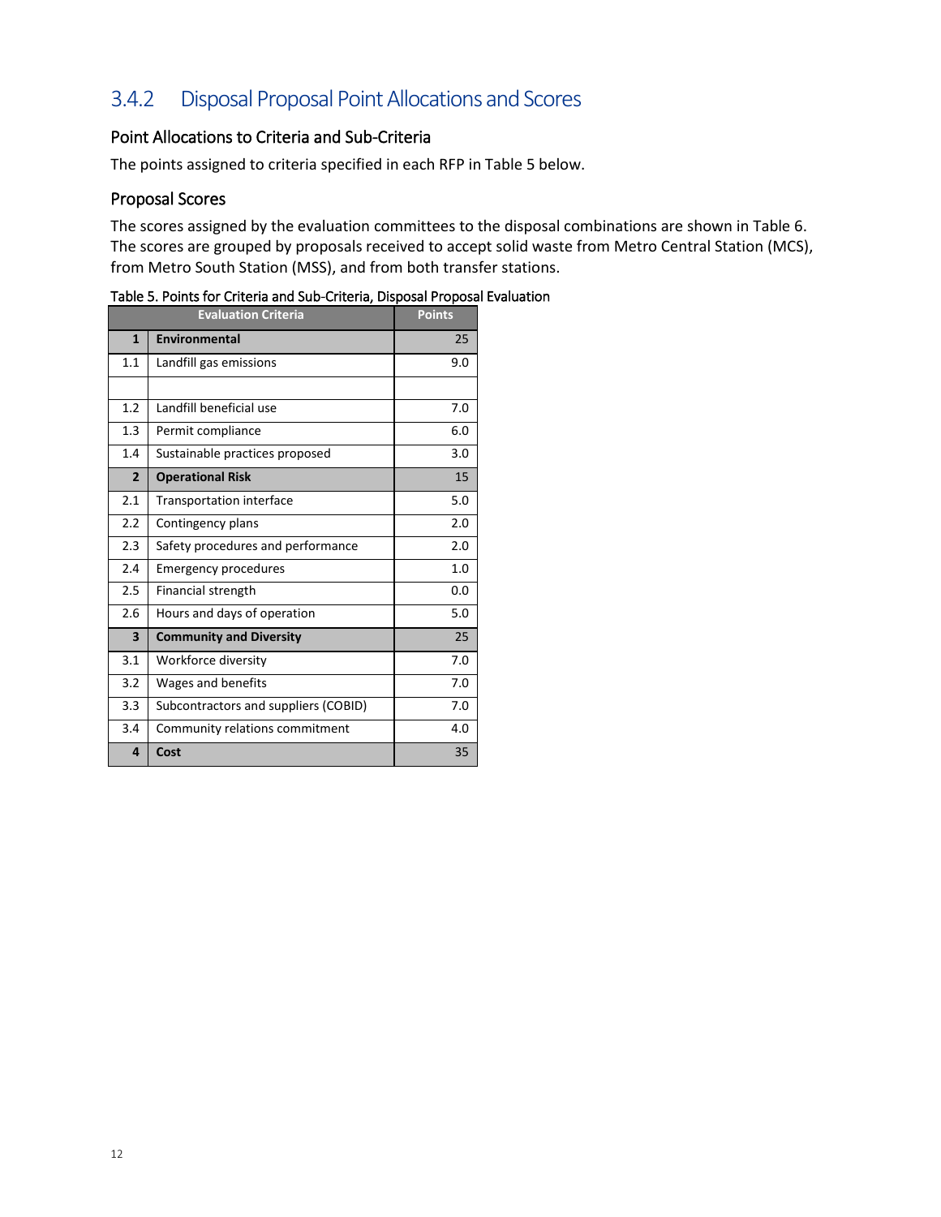### 3.4.2 Disposal Proposal Point Allocations and Scores

#### Point Allocations to Criteria and Sub-Criteria

The points assigned to criteria specified in each RFP in Table 5 below.

#### Proposal Scores

The scores assigned by the evaluation committees to the disposal combinations are shown in Table 6. The scores are grouped by proposals received to accept solid waste from Metro Central Station (MCS), from Metro South Station (MSS), and from both transfer stations.

Table 5. Points for Criteria and Sub-Criteria, Disposal Proposal Evaluation

| | Evaluation Criteria | Points |
|---|---|---|
| **1** | **Environmental** | 25 |
| 1.1 | Landfill gas emissions | 9.0 |
| | | |
| 1.2 | Landfill beneficial use | 7.0 |
| 1.3 | Permit compliance | 6.0 |
| 1.4 | Sustainable practices proposed | 3.0 |
| **2** | **Operational Risk** | 15 |
| 2.1 | Transportation interface | 5.0 |
| 2.2 | Contingency plans | 2.0 |
| 2.3 | Safety procedures and performance | 2.0 |
| 2.4 | Emergency procedures | 1.0 |
| 2.5 | Financial strength | 0.0 |
| 2.6 | Hours and days of operation | 5.0 |
| **3** | **Community and Diversity** | 25 |
| 3.1 | Workforce diversity | 7.0 |
| 3.2 | Wages and benefits | 7.0 |
| 3.3 | Subcontractors and suppliers (COBID) | 7.0 |
| 3.4 | Community relations commitment | 4.0 |
| **4** | **Cost** | 35 |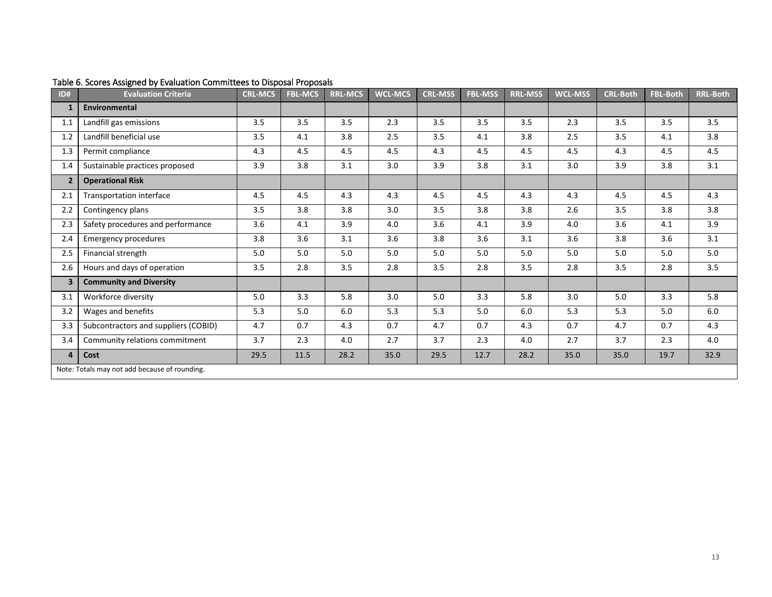Table 6. Scores Assigned by Evaluation Committees to Disposal Proposals

| ID# | Evaluation Criteria | CRL-MCS | FBL-MCS | RRL-MCS | WCL-MCS | CRL-MSS | FBL-MSS | RRL-MSS | WCL-MSS | CRL-Both | FBL-Both | RRL-Both |
|---|---|---|---|---|---|---|---|---|---|---|---|---|
| **1** | **Environmental** | | | | | | | | | | | |
| 1.1 | Landfill gas emissions | 3.5 | 3.5 | 3.5 | 2.3 | 3.5 | 3.5 | 3.5 | 2.3 | 3.5 | 3.5 | 3.5 |
| 1.2 | Landfill beneficial use | 3.5 | 4.1 | 3.8 | 2.5 | 3.5 | 4.1 | 3.8 | 2.5 | 3.5 | 4.1 | 3.8 |
| 1.3 | Permit compliance | 4.3 | 4.5 | 4.5 | 4.5 | 4.3 | 4.5 | 4.5 | 4.5 | 4.3 | 4.5 | 4.5 |
| 1.4 | Sustainable practices proposed | 3.9 | 3.8 | 3.1 | 3.0 | 3.9 | 3.8 | 3.1 | 3.0 | 3.9 | 3.8 | 3.1 |
| **2** | **Operational Risk** | | | | | | | | | | | |
| 2.1 | Transportation interface | 4.5 | 4.5 | 4.3 | 4.3 | 4.5 | 4.5 | 4.3 | 4.3 | 4.5 | 4.5 | 4.3 |
| 2.2 | Contingency plans | 3.5 | 3.8 | 3.8 | 3.0 | 3.5 | 3.8 | 3.8 | 2.6 | 3.5 | 3.8 | 3.8 |
| 2.3 | Safety procedures and performance | 3.6 | 4.1 | 3.9 | 4.0 | 3.6 | 4.1 | 3.9 | 4.0 | 3.6 | 4.1 | 3.9 |
| 2.4 | Emergency procedures | 3.8 | 3.6 | 3.1 | 3.6 | 3.8 | 3.6 | 3.1 | 3.6 | 3.8 | 3.6 | 3.1 |
| 2.5 | Financial strength | 5.0 | 5.0 | 5.0 | 5.0 | 5.0 | 5.0 | 5.0 | 5.0 | 5.0 | 5.0 | 5.0 |
| 2.6 | Hours and days of operation | 3.5 | 2.8 | 3.5 | 2.8 | 3.5 | 2.8 | 3.5 | 2.8 | 3.5 | 2.8 | 3.5 |
| **3** | **Community and Diversity** | | | | | | | | | | | |
| 3.1 | Workforce diversity | 5.0 | 3.3 | 5.8 | 3.0 | 5.0 | 3.3 | 5.8 | 3.0 | 5.0 | 3.3 | 5.8 |
| 3.2 | Wages and benefits | 5.3 | 5.0 | 6.0 | 5.3 | 5.3 | 5.0 | 6.0 | 5.3 | 5.3 | 5.0 | 6.0 |
| 3.3 | Subcontractors and suppliers (COBID) | 4.7 | 0.7 | 4.3 | 0.7 | 4.7 | 0.7 | 4.3 | 0.7 | 4.7 | 0.7 | 4.3 |
| 3.4 | Community relations commitment | 3.7 | 2.3 | 4.0 | 2.7 | 3.7 | 2.3 | 4.0 | 2.7 | 3.7 | 2.3 | 4.0 |
| **4** | **Cost** | 29.5 | 11.5 | 28.2 | 35.0 | 29.5 | 12.7 | 28.2 | 35.0 | 35.0 | 19.7 | 32.9 |

Note: Totals may not add because of rounding.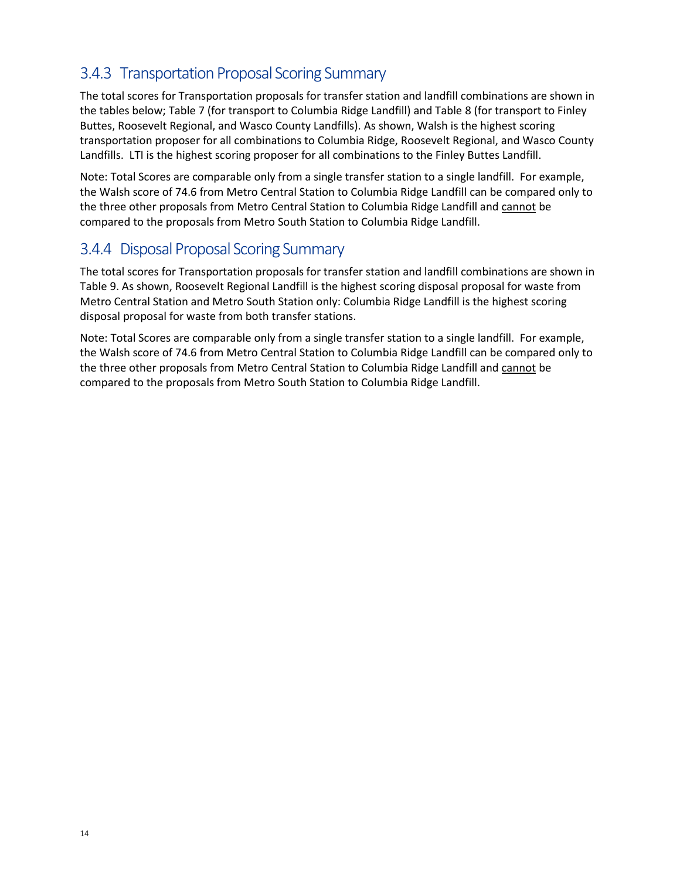### 3.4.3 Transportation Proposal Scoring Summary

The total scores for Transportation proposals for transfer station and landfill combinations are shown in the tables below; Table 7 (for transport to Columbia Ridge Landfill) and Table 8 (for transport to Finley Buttes, Roosevelt Regional, and Wasco County Landfills). As shown, Walsh is the highest scoring transportation proposer for all combinations to Columbia Ridge, Roosevelt Regional, and Wasco County Landfills. LTI is the highest scoring proposer for all combinations to the Finley Buttes Landfill.

Note: Total Scores are comparable only from a single transfer station to a single landfill. For example, the Walsh score of 74.6 from Metro Central Station to Columbia Ridge Landfill can be compared only to the three other proposals from Metro Central Station to Columbia Ridge Landfill and <u>cannot</u> be compared to the proposals from Metro South Station to Columbia Ridge Landfill.

### 3.4.4 Disposal Proposal Scoring Summary

The total scores for Transportation proposals for transfer station and landfill combinations are shown in Table 9. As shown, Roosevelt Regional Landfill is the highest scoring disposal proposal for waste from Metro Central Station and Metro South Station only: Columbia Ridge Landfill is the highest scoring disposal proposal for waste from both transfer stations.

Note: Total Scores are comparable only from a single transfer station to a single landfill. For example, the Walsh score of 74.6 from Metro Central Station to Columbia Ridge Landfill can be compared only to the three other proposals from Metro Central Station to Columbia Ridge Landfill and <u>cannot</u> be compared to the proposals from Metro South Station to Columbia Ridge Landfill.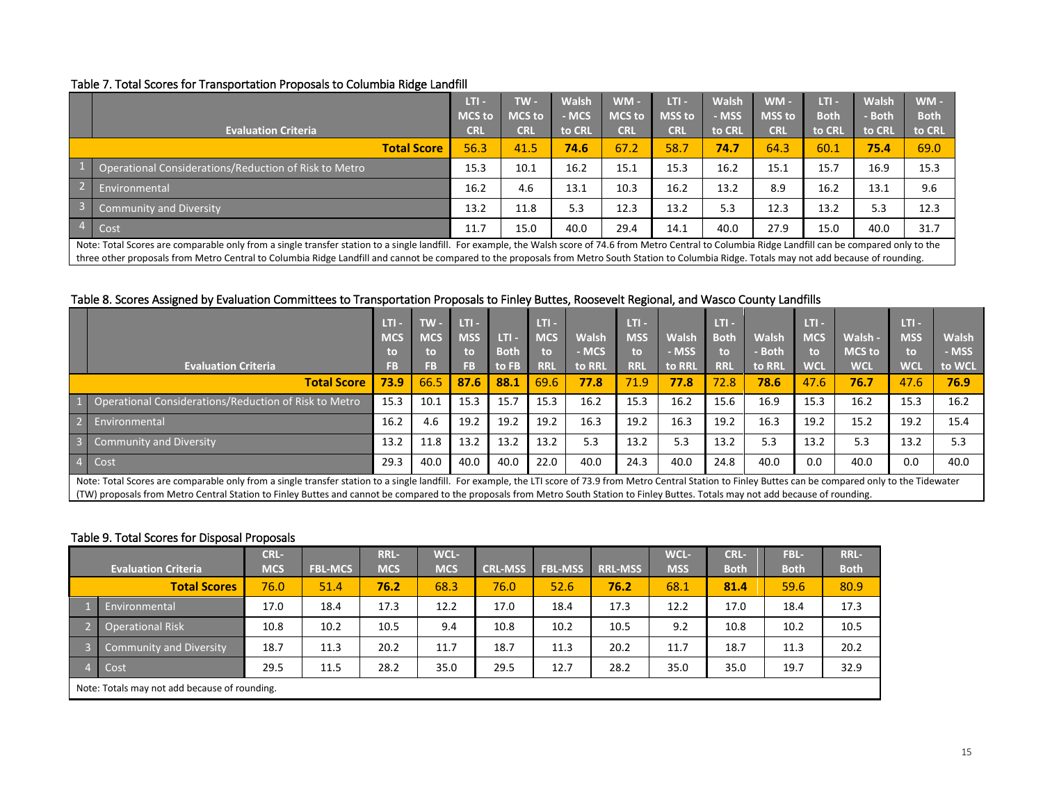Table 7. Total Scores for Transportation Proposals to Columbia Ridge Landfill

| | Evaluation Criteria | LTI - MCS to CRL | TW - MCS to CRL | Walsh - MCS to CRL | WM - MCS to CRL | LTI - MSS to CRL | Walsh - MSS to CRL | WM - MSS to CRL | LTI - Both to CRL | Walsh - Both to CRL | WM - Both to CRL |
|---|---|---|---|---|---|---|---|---|---|---|---|
| | **Total Score** | 56.3 | 41.5 | **74.6** | 67.2 | 58.7 | **74.7** | 64.3 | 60.1 | **75.4** | 69.0 |
| 1 | Operational Considerations/Reduction of Risk to Metro | 15.3 | 10.1 | 16.2 | 15.1 | 15.3 | 16.2 | 15.1 | 15.7 | 16.9 | 15.3 |
| 2 | Environmental | 16.2 | 4.6 | 13.1 | 10.3 | 16.2 | 13.2 | 8.9 | 16.2 | 13.1 | 9.6 |
| 3 | Community and Diversity | 13.2 | 11.8 | 5.3 | 12.3 | 13.2 | 5.3 | 12.3 | 13.2 | 5.3 | 12.3 |
| 4 | Cost | 11.7 | 15.0 | 40.0 | 29.4 | 14.1 | 40.0 | 27.9 | 15.0 | 40.0 | 31.7 |

Note: Total Scores are comparable only from a single transfer station to a single landfill. For example, the Walsh score of 74.6 from Metro Central to Columbia Ridge Landfill can be compared only to the three other proposals from Metro Central to Columbia Ridge Landfill and cannot be compared to the proposals from Metro South Station to Columbia Ridge. Totals may not add because of rounding.

Table 8. Scores Assigned by Evaluation Committees to Transportation Proposals to Finley Buttes, Roosevelt Regional, and Wasco County Landfills

| | Evaluation Criteria | LTI - MCS to FB | TW - MCS to FB | LTI - MSS to FB | LTI - Both to FB | LTI - MCS to RRL | Walsh - MCS to RRL | LTI - MSS to RRL | Walsh - MSS to RRL | LTI - Both to RRL | Walsh - Both to RRL | LTI - MCS to WCL | Walsh - MCS to WCL | LTI - MSS to WCL | Walsh - MSS to WCL |
|---|---|---|---|---|---|---|---|---|---|---|---|---|---|---|---|
| | **Total Score** | **73.9** | 66.5 | **87.6** | **88.1** | 69.6 | **77.8** | 71.9 | **77.8** | 72.8 | **78.6** | 47.6 | **76.7** | 47.6 | **76.9** |
| 1 | Operational Considerations/Reduction of Risk to Metro | 15.3 | 10.1 | 15.3 | 15.7 | 15.3 | 16.2 | 15.3 | 16.2 | 15.6 | 16.9 | 15.3 | 16.2 | 15.3 | 16.2 |
| 2 | Environmental | 16.2 | 4.6 | 19.2 | 19.2 | 19.2 | 16.3 | 19.2 | 16.3 | 19.2 | 16.3 | 19.2 | 15.2 | 19.2 | 15.4 |
| 3 | Community and Diversity | 13.2 | 11.8 | 13.2 | 13.2 | 13.2 | 5.3 | 13.2 | 5.3 | 13.2 | 5.3 | 13.2 | 5.3 | 13.2 | 5.3 |
| 4 | Cost | 29.3 | 40.0 | 40.0 | 40.0 | 22.0 | 40.0 | 24.3 | 40.0 | 24.8 | 40.0 | 0.0 | 40.0 | 0.0 | 40.0 |

Note: Total Scores are comparable only from a single transfer station to a single landfill. For example, the LTI score of 73.9 from Metro Central Station to Finley Buttes can be compared only to the Tidewater (TW) proposals from Metro Central Station to Finley Buttes and cannot be compared to the proposals from Metro South Station to Finley Buttes. Totals may not add because of rounding.

Table 9. Total Scores for Disposal Proposals

| | Evaluation Criteria | CRL-MCS | FBL-MCS | RRL-MCS | WCL-MCS | CRL-MSS | FBL-MSS | RRL-MSS | WCL-MSS | CRL-Both | FBL-Both | RRL-Both |
|---|---|---|---|---|---|---|---|---|---|---|---|---|
| | **Total Scores** | 76.0 | 51.4 | **76.2** | 68.3 | 76.0 | 52.6 | **76.2** | 68.1 | **81.4** | 59.6 | 80.9 |
| 1 | Environmental | 17.0 | 18.4 | 17.3 | 12.2 | 17.0 | 18.4 | 17.3 | 12.2 | 17.0 | 18.4 | 17.3 |
| 2 | Operational Risk | 10.8 | 10.2 | 10.5 | 9.4 | 10.8 | 10.2 | 10.5 | 9.2 | 10.8 | 10.2 | 10.5 |
| 3 | Community and Diversity | 18.7 | 11.3 | 20.2 | 11.7 | 18.7 | 11.3 | 20.2 | 11.7 | 18.7 | 11.3 | 20.2 |
| 4 | Cost | 29.5 | 11.5 | 28.2 | 35.0 | 29.5 | 12.7 | 28.2 | 35.0 | 35.0 | 19.7 | 32.9 |

Note: Totals may not add because of rounding.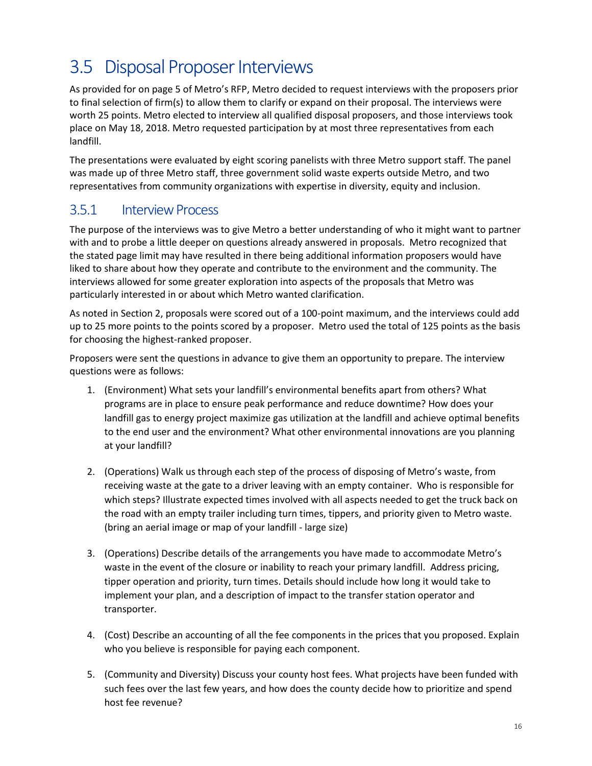## 3.5 Disposal Proposer Interviews

As provided for on page 5 of Metro's RFP, Metro decided to request interviews with the proposers prior to final selection of firm(s) to allow them to clarify or expand on their proposal. The interviews were worth 25 points. Metro elected to interview all qualified disposal proposers, and those interviews took place on May 18, 2018. Metro requested participation by at most three representatives from each landfill.

The presentations were evaluated by eight scoring panelists with three Metro support staff. The panel was made up of three Metro staff, three government solid waste experts outside Metro, and two representatives from community organizations with expertise in diversity, equity and inclusion.

### 3.5.1 Interview Process

The purpose of the interviews was to give Metro a better understanding of who it might want to partner with and to probe a little deeper on questions already answered in proposals. Metro recognized that the stated page limit may have resulted in there being additional information proposers would have liked to share about how they operate and contribute to the environment and the community. The interviews allowed for some greater exploration into aspects of the proposals that Metro was particularly interested in or about which Metro wanted clarification.

As noted in Section 2, proposals were scored out of a 100-point maximum, and the interviews could add up to 25 more points to the points scored by a proposer. Metro used the total of 125 points as the basis for choosing the highest-ranked proposer.

Proposers were sent the questions in advance to give them an opportunity to prepare. The interview questions were as follows:

1. (Environment) What sets your landfill's environmental benefits apart from others? What programs are in place to ensure peak performance and reduce downtime? How does your landfill gas to energy project maximize gas utilization at the landfill and achieve optimal benefits to the end user and the environment? What other environmental innovations are you planning at your landfill?

2. (Operations) Walk us through each step of the process of disposing of Metro's waste, from receiving waste at the gate to a driver leaving with an empty container. Who is responsible for which steps? Illustrate expected times involved with all aspects needed to get the truck back on the road with an empty trailer including turn times, tippers, and priority given to Metro waste. (bring an aerial image or map of your landfill - large size)

3. (Operations) Describe details of the arrangements you have made to accommodate Metro's waste in the event of the closure or inability to reach your primary landfill. Address pricing, tipper operation and priority, turn times. Details should include how long it would take to implement your plan, and a description of impact to the transfer station operator and transporter.

4. (Cost) Describe an accounting of all the fee components in the prices that you proposed. Explain who you believe is responsible for paying each component.

5. (Community and Diversity) Discuss your county host fees. What projects have been funded with such fees over the last few years, and how does the county decide how to prioritize and spend host fee revenue?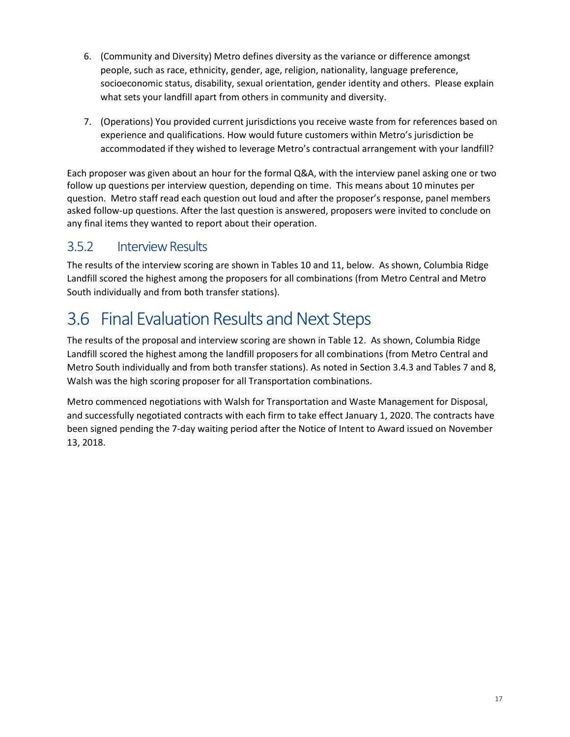6. (Community and Diversity) Metro defines diversity as the variance or difference amongst people, such as race, ethnicity, gender, age, religion, nationality, language preference, socioeconomic status, disability, sexual orientation, gender identity and others. Please explain what sets your landfill apart from others in community and diversity.

7. (Operations) You provided current jurisdictions you receive waste from for references based on experience and qualifications. How would future customers within Metro's jurisdiction be accommodated if they wished to leverage Metro's contractual arrangement with your landfill?

Each proposer was given about an hour for the formal Q&A, with the interview panel asking one or two follow up questions per interview question, depending on time. This means about 10 minutes per question. Metro staff read each question out loud and after the proposer's response, panel members asked follow-up questions. After the last question is answered, proposers were invited to conclude on any final items they wanted to report about their operation.

### 3.5.2 Interview Results

The results of the interview scoring are shown in Tables 10 and 11, below. As shown, Columbia Ridge Landfill scored the highest among the proposers for all combinations (from Metro Central and Metro South individually and from both transfer stations).

## 3.6 Final Evaluation Results and Next Steps

The results of the proposal and interview scoring are shown in Table 12. As shown, Columbia Ridge Landfill scored the highest among the landfill proposers for all combinations (from Metro Central and Metro South individually and from both transfer stations). As noted in Section 3.4.3 and Tables 7 and 8, Walsh was the high scoring proposer for all Transportation combinations.

Metro commenced negotiations with Walsh for Transportation and Waste Management for Disposal, and successfully negotiated contracts with each firm to take effect January 1, 2020. The contracts have been signed pending the 7-day waiting period after the Notice of Intent to Award issued on November 13, 2018.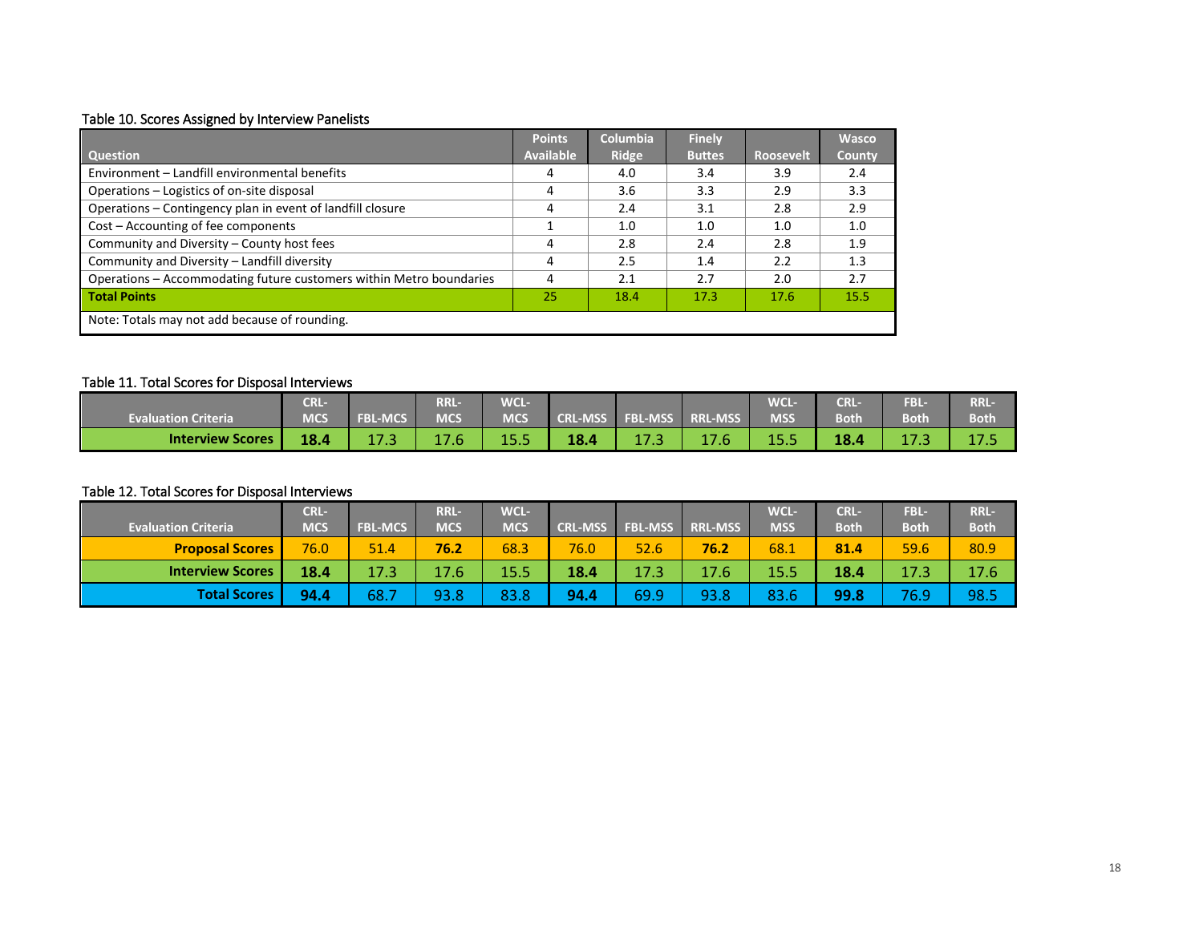Table 10. Scores Assigned by Interview Panelists

| Question | Points Available | Columbia Ridge | Finely Buttes | Roosevelt | Wasco County |
|---|---|---|---|---|---|
| Environment – Landfill environmental benefits | 4 | 4.0 | 3.4 | 3.9 | 2.4 |
| Operations – Logistics of on-site disposal | 4 | 3.6 | 3.3 | 2.9 | 3.3 |
| Operations – Contingency plan in event of landfill closure | 4 | 2.4 | 3.1 | 2.8 | 2.9 |
| Cost – Accounting of fee components | 1 | 1.0 | 1.0 | 1.0 | 1.0 |
| Community and Diversity – County host fees | 4 | 2.8 | 2.4 | 2.8 | 1.9 |
| Community and Diversity – Landfill diversity | 4 | 2.5 | 1.4 | 2.2 | 1.3 |
| Operations – Accommodating future customers within Metro boundaries | 4 | 2.1 | 2.7 | 2.0 | 2.7 |
| **Total Points** | 25 | 18.4 | 17.3 | 17.6 | 15.5 |

Note: Totals may not add because of rounding.

Table 11. Total Scores for Disposal Interviews

| Evaluation Criteria | CRL-MCS | FBL-MCS | RRL-MCS | WCL-MCS | CRL-MSS | FBL-MSS | RRL-MSS | WCL-MSS | CRL-Both | FBL-Both | RRL-Both |
|---|---|---|---|---|---|---|---|---|---|---|---|
| **Interview Scores** | **18.4** | 17.3 | 17.6 | 15.5 | **18.4** | 17.3 | 17.6 | 15.5 | **18.4** | 17.3 | 17.5 |

Table 12. Total Scores for Disposal Interviews

| Evaluation Criteria | CRL-MCS | FBL-MCS | RRL-MCS | WCL-MCS | CRL-MSS | FBL-MSS | RRL-MSS | WCL-MSS | CRL-Both | FBL-Both | RRL-Both |
|---|---|---|---|---|---|---|---|---|---|---|---|
| **Proposal Scores** | 76.0 | 51.4 | **76.2** | 68.3 | 76.0 | 52.6 | **76.2** | 68.1 | **81.4** | 59.6 | 80.9 |
| **Interview Scores** | **18.4** | 17.3 | 17.6 | 15.5 | **18.4** | 17.3 | 17.6 | 15.5 | **18.4** | 17.3 | 17.6 |
| **Total Scores** | **94.4** | 68.7 | 93.8 | 83.8 | **94.4** | 69.9 | 93.8 | 83.6 | **99.8** | 76.9 | 98.5 |